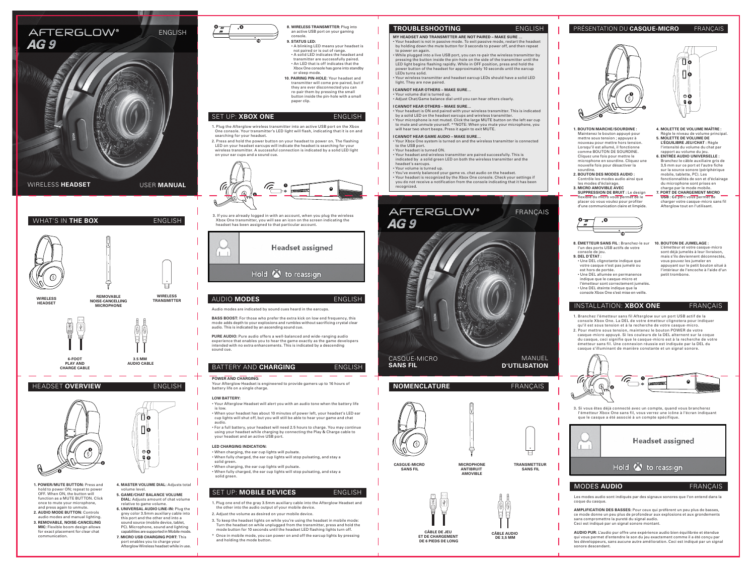# AFTERGLOW® AG 9

ENGLISH

WIRELESS **HEADSET** USER **MANUAL**

## WHAT'S IN **THE BOX** ENGLISH

WIRELESS HEADSET

REMOVABLE NOISE-CANCELLING MICROPHONE

WIRELESS TRANSMITTER

6-FOOT PLAY AND CHARGE CABLE

3.5 MM AUDIO CABLE

## HEADSET **OVERVIEW** ENGLISH

1. **POWER/MUTE BUTTON:** Press and hold to power ON; repeat to power OFF. When ON, the button will function as a MUTE BUTTON. Click once to mute your microphone, and press again to unmute.
2. **AUDIO MODE BUTTON:** Controls audio modes and manual lighting.
3. **REMOVABLE, NOISE-CANCELLING MIC:** Flexible boom design allows for exact placement for clear chat communication.
4. **MASTER VOLUME DIAL:** Adjusts total volume level.
5. **GAME/CHAT BALANCE VOLUME DIAL:** Adjusts amount of chat volume relative to game volume.
6. **UNIVERSAL AUDIO LINE-IN:** Plug the grey color 3.5mm auxiliary cable into this port and the other end into a sound source (mobile device, tablet, PC). Microphone, sound and lighting capabilities are supported in Mobile mode.
7. **MICRO USB CHARGING PORT:** This port enables you to charge your Afterglow Wireless headset while in use.
8. **WIRELESS TRANSMITTER:** Plug into an active USB port on your gaming console.
9. **STATUS LED:**
   - A blinking LED means your headset is not paired or is out of range.
   - A solid LED indicates the headset and transmitter are successfully paired.
   - An LED that is off indicates that the Xbox One console has gone into standby or sleep mode.
10. **PAIRING PIN-HOLE:** Your headset and transmitter will come pre-paired, but if they are ever disconnected you can re-pair them by pressing the small button inside the pin-hole with a small paper clip.

## SET UP: **XBOX ONE** ENGLISH

1. Plug the Afterglow wireless transmitter into an active USB port on the Xbox One console. Your transmitter's LED light will flash, indicating that it is on and searching for your headset.
2. Press and hold the power button on your headset to power on. The flashing LED on your headset earcups will indicate the headset is searching for your wireless transmitter. A successful connection is indicated by a solid LED light on your ear cups and a sound cue.
3. If you are already logged in with an account, when you plug the wireless Xbox One transmitter, you will see an icon on the screen indicating the headset has been assigned to that particular account.

Headset assigned

Hold Ⓧ to reassign

## AUDIO **MODES** ENGLISH

Audio modes are indicated by sound cues heard in the earcups.

**BASS BOOST:** For those who prefer the extra kick on low end frequency, this mode adds depth to your explosions and rumbles without sacrificing crystal clear audio. This is indicated by an ascending sound cue.

**PURE AUDIO:** Pure audio offers a well-balanced and wide-ranging audio experience that enables you to hear the game exactly as the game developers intended with no extra enhancements. This is indicated by a descending sound cue.

## BATTERY AND **CHARGING** ENGLISH

**POWER AND CHARGING:**

Your Afterglow Headset is engineered to provide gamers up to 16 hours of battery life on a single charge.

**LOW BATTERY:**

- Your Afterglow Headset will alert you with an audio tone when the battery life is low.
- When your headset has about 10 minutes of power left, your headset's LED ear cup lights will shut off, but you will still be able to hear your game and chat audio.
- For a full battery, your headset will need 2.5 hours to charge. You may continue using your headset while charging by connecting the Play & Charge cable to your headset and an active USB port.

**LED CHARGING INDICATION:**

- When charging, the ear cup lights will pulsate.
- When fully charged, the ear cup lights will stop pulsating, and stay a solid green.
- When charging, the ear cup lights will pulsate.
- When fully charged, the ear cup lights will stop pulsating, and stay a solid green.

## SET UP: **MOBILE DEVICES** ENGLISH

1. Plug one end of the gray 3.5mm auxiliary cable into the Afterglow Headset and the other into the audio output of your mobile device.
2. Adjust the volume as desired on your mobile device.
3. To keep the headset lights on while you're using the headset in mobile mode: Turn the headset on while unplugged from the transmitter, press and hold the mode button for 10 seconds until the headset LED flashing lights turn off.

\* Once in mobile mode, you can power on and off the earcup lights by pressing and holding the mode button.

## TROUBLESHOOTING ENGLISH

**MY HEADSET AND TRANSMITTER ARE NOT PAIRED – MAKE SURE ...**

- Your headset is not in passive mode. To exit passive mode, restart the headset by holding down the mute button for 3 seconds to power off, and then repeat to power on again.
- While plugged into a live USB port, you can re-pair the wireless transmitter by pressing the button inside the pin-hole on the side of the transmitter until the LED light begins flashing rapidly. While in OFF position, press and hold the power button of the headset for approximately 10 seconds until the earcup LEDs turns solid.
- Your wireless transmitter and headset earcup LEDs should have a solid LED light. They are now paired.

**I CANNOT HEAR OTHERS – MAKE SURE...**

- Your volume dial is turned up.
- Adjust Chat/Game balance dial until you can hear others clearly.

**I CANNOT HEAR OTHERS – MAKE SURE...**

- Your headset is ON and paired with your wireless transmitter. This is indicated by a solid LED on both the headset earcups and wireless transmitter.
- Your microphone is not muted. Click the large MUTE button on the left ear cup to mute and unmute yourself. **NOTE: When you mute your microphone, you will hear two short beeps. Press it again to exit MUTE.

**I CANNOT HEAR GAME AUDIO – MAKE SURE...**

- Your Xbox One system is turned on and the wireless transmitter is connected to the USB port.
- Your headset is turned ON.
- Your headset and wireless transmitter are paired successfully. This is indicated by a solid green LED on both the wireless transmitter and the headset's earcups.
- Your volume is turned up.
- You've evenly balanced your game vs. chat audio on the headset.
- Your headset is recognized by the Xbox One console. Check your settings if you do not receive a notification from the console indicating that it has been recognized.

# AFTERGLOW® AG 9

FRANÇAIS

CASQUE-MICRO **SANS FIL** MANUEL **D'UTILISATION**

## NOMENCLATURE FRANÇAIS

CASQUE-MICRO SANS FIL

MICROPHONE ANTIBRUIT AMOVIBLE

TRANSMETTEUR SANS FIL

CÂBLE DE JEU ET DE CHARGEMENT DE 6 PIEDS DE LONG

CÂBLE AUDIO DE 3,5 MM

## PRÉSENTATION DU **CASQUE-MICRO** FRANÇAIS

1. **BOUTON MARCHE/SOURDINE :** Maintenez le bouton appuyé pour mettre sous tension ; appuyez à nouveau pour mettre hors tension. Lorsqu'il est allumé, il fonctionne comme BOUTON DE SOURDINE. Cliquez une fois pour mettre le microphone en sourdine. Cliquez une nouvelle fois pour désactiver la sourdine.
2. **BOUTON DES MODES AUDIO :** Contrôle les modes audio ainsi que les modes d'éclairage.
3. **MICRO AMOVIBLE AVEC SUPPRESSION DE BRUIT :** Le design flexible du micro vous permet de le placer où vous voulez pour profiter d'une communication claire et limpide.
4. **MOLETTE DE VOLUME MAÎTRE :** Règle le niveau de volume principal.
5. **MOLETTE DE VOLUME DE L'ÉQUILIBRE JEU/CHAT :** Règle l'intensité du volume du chat par rapport au volume du jeu.
6. **ENTRÉE AUDIO UNIVERSELLE :** Branchez le câble auxiliaire gris de 3,5 mm sur ce port et l'autre fiche sur la source sonore (périphérique mobile, tablette, PC). Les fonctionnalités de son et d'éclairage du microphone sont prises en charge par le mode mobile.
7. **PORT DE CHARGEMENT MICRO USB :** Ce port vous permet de charger votre casque-micro sans fil Afterglow en l'utilisant.
8. **ÉMETTEUR SANS FIL :** Branchez-le sur l'un des ports USB actifs de votre console de jeu.
9. **DEL D'ÉTAT :**
   - Une DEL clignotante indique que votre casque n'est pas jumelé ou est hors de portée.
   - Une DEL allumée en permanence indique que le casque-micro et l'émetteur sont correctement jumelés.
   - Une DEL éteinte indique que la console Xbox One s'est mise en veille.
10. **BOUTON DE JUMELAGE :** L'émetteur et votre casque-micro sont déjà jumelés à leur livraison, mais s'ils deviennent déconnectés, vous pouvez les jumeler en appuyant sur le petit bouton situé à l'intérieur de l'encoche à l'aide d'un petit trombone.

## INSTALLATION: **XBOX ONE** FRANÇAIS

1. Branchez l'émetteur sans fil Afterglow sur un port USB actif de la console Xbox One. La DEL de votre émetteur clignotera pour indiquer qu'il est sous tension et à la recherche de votre casque-micro.
2. Pour mettre sous tension, maintenez le bouton POWER de votre casque-micro appuyé. Si les couleurs de la DEL alternent sur la coque du casque, ceci signifie que le casque-micro est à la recherche de votre émetteur sans fil. Une connexion réussie est indiquée par la DEL du casque s'illuminant de manière constante et un signal sonore.
3. Si vous êtes déjà connecté avec un compte, quand vous brancherez l'émetteur Xbox One sans fil, vous verrez une icône à l'écran indiquant que le casque a été associé à un compte spécifique.

Headset assigned

Hold Ⓧ to reassign

## MODES **AUDIO** FRANÇAIS

Les modes audio sont indiqués par des signaux sonores que l'on entend dans la coque du casque.

**AMPLIFICATION DES BASSES:** Pour ceux qui préfèrent un peu plus de basses, ce mode donne un peu plus de profondeur aux explosions et aux grondements sans compromettre la pureté du signal audio.
Ceci est indiqué par un signal sonore montant.

**AUDIO PUR:** L'audio pur offre une expérience audio bien équilibrée et étendue qui vous permet d'entendre le son du jeu exactement comme il a été conçu par les développeurs, sans aucune autre amélioration. Ceci est indiqué par un signal sonore descendant.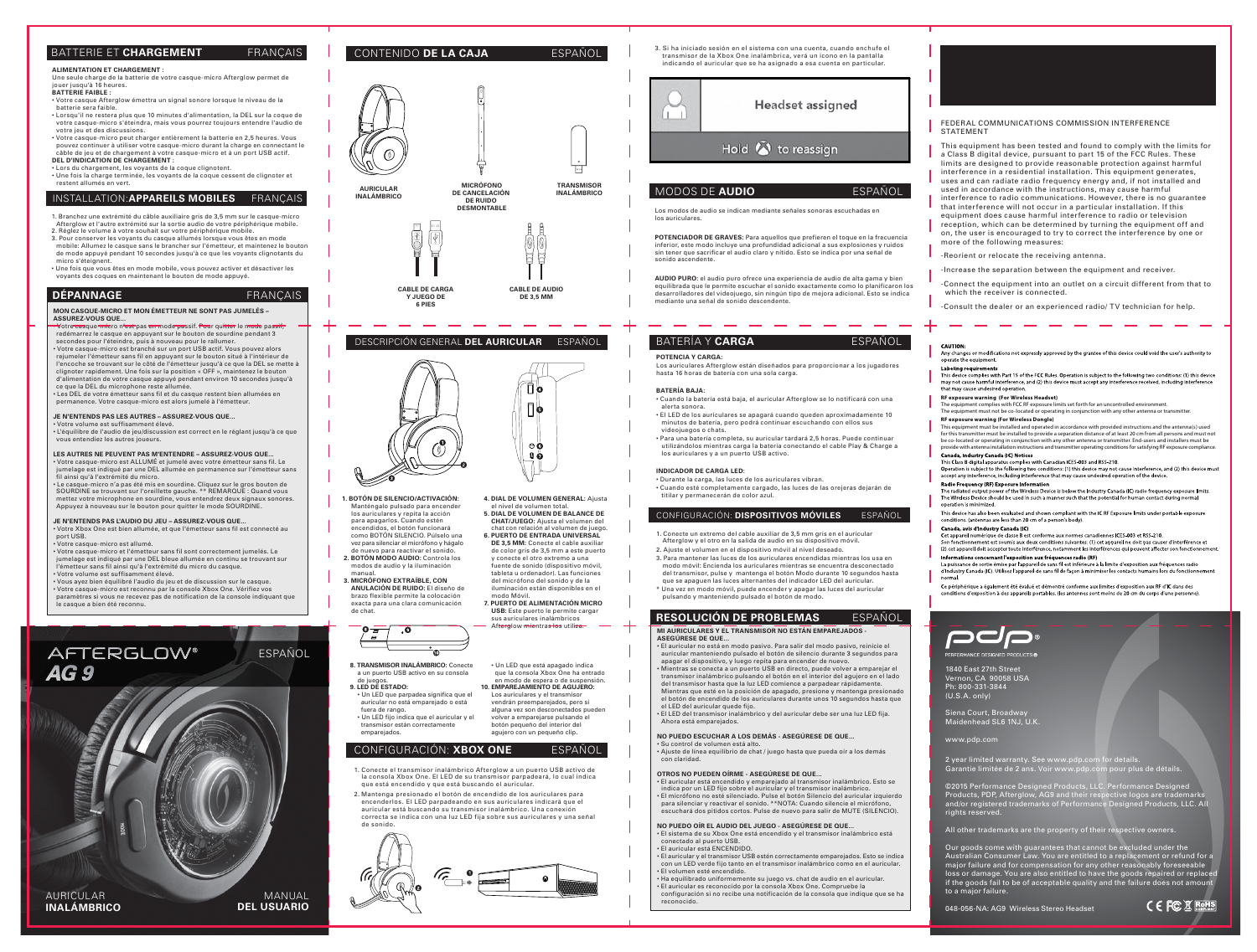## BATTERIE ET **CHARGEMENT** — FRANÇAIS

**ALIMENTATION ET CHARGEMENT :**
Une seule charge de la batterie de votre casque-micro Afterglow permet de jouer jusqu'à 16 heures.
**BATTERIE FAIBLE :**
- Votre casque Afterglow émettra un signal sonore lorsque le niveau de la batterie sera faible.
- Lorsqu'il ne restera plus que 10 minutes d'alimentation, la DEL sur la coque de votre casque-micro s'éteindra, mais vous pourrez toujours entendre l'audio de votre jeu et des discussions.
- Votre casque-micro peut charger entièrement la batterie en 2,5 heures. Vous pouvez continuer à utiliser votre casque-micro durant la charge en connectant le câble de jeu et de chargement à votre casque-micro et à un port USB actif.

**DEL D'INDICATION DE CHARGEMENT :**
- Lors du chargement, les voyants de la coque clignotent.
- Une fois la charge terminée, les voyants de la coque cessent de clignoter et restent allumés en vert.

## INSTALLATION:**APPAREILS MOBILES** — FRANÇAIS

1. Branchez une extrémité du câble auxiliaire gris de 3,5 mm sur le casque-micro Afterglow et l'autre extrémité sur la sortie audio de votre périphérique mobile.
2. Réglez le volume à votre souhait sur votre périphérique mobile.
3. Pour conserver les voyants du casque allumés lorsque vous êtes en mode mobile: Allumez le casque sans le brancher sur l'émetteur, et maintenez le bouton de mode appuyé pendant 10 secondes jusqu'à ce que les voyants clignotants du micro s'éteignent.

- Une fois que vous êtes en mode mobile, vous pouvez activer et désactiver les voyants des coques en maintenant le bouton de mode appuyé.

## **DÉPANNAGE** — FRANÇAIS

**MON CASQUE-MICRO ET MON ÉMETTEUR NE SONT PAS JUMELÉS – ASSUREZ-VOUS QUE...**
- Votre casque-micro n'est pas en mode passif. Pour quitter le mode passif, redémarrez le casque en appuyant sur le bouton de sourdine pendant 3 secondes pour l'éteindre, puis à nouveau pour le rallumer.
- Votre casque-micro est branché sur un port USB actif. Vous pouvez alors réjumeler l'émetteur sans fil en appuyant sur le bouton situé à l'intérieur de l'encoche se trouvant sur le côté de l'émetteur jusqu'à ce que la DEL se mette à clignoter rapidement. Une fois sur la position « OFF », maintenez le bouton d'alimentation de votre casque appuyé pendant environ 10 secondes jusqu'à ce que la DEL du microphone reste allumée.
- Les DEL de votre émetteur sans fil et du casque restent bien allumées en permanence. Votre casque-micro est alors jumelé à l'émetteur.

**JE N'ENTENDS PAS LES AUTRES – ASSUREZ-VOUS QUE...**
- Votre volume est suffisamment élevé.
- L'équilibre de l'audio de jeu/discussion est correct en le réglant jusqu'à ce que vous entendiez les autres joueurs.

**LES AUTRES NE PEUVENT PAS M'ENTENDRE – ASSUREZ-VOUS QUE...**
- Votre casque-micro est ALLUMÉ et jumelé avec votre émetteur sans fil. Le jumelage est indiqué par une DEL allumée en permanence sur l'émetteur sans fil ainsi qu'à l'extrémité du micro.
- Le casque-micro n'a pas été mis en sourdine. Cliquez sur le bouton de SOURDINE se trouvant sur l'oreillette gauche. ** REMARQUE : Quand vous mettez votre microphone en sourdine, vous entendrez deux signaux sonores. Appuyez à nouveau sur le bouton pour quitter le mode SOURDINE.

**JE N'ENTENDS PAS L'AUDIO DU JEU – ASSUREZ-VOUS QUE...**
- Votre Xbox One est bien allumée, et que l'émetteur sans fil est connecté au port USB.
- Votre casque-micro est allumé.
- Votre casque-micro et l'émetteur sans fil sont correctement jumelés. Le jumelage est indiqué par une DEL bleue allumée en continu se trouvant sur l'émetteur sans fil ainsi qu'à l'extrémité du micro du casque.
- Votre volume est suffisamment élevé.
- Vous avez bien équilibré l'audio du jeu et de discussion sur le casque.
- Votre casque-micro est reconnu par la console Xbox One. Vérifiez vos paramètres si vous ne recevez pas de notification de la console indiquant que le casque a bien été reconnu.

# AFTERGLOW® AG 9

ESPAÑOL

AURICULAR **INALÁMBRICO**

MANUAL **DEL USUARIO**

## CONTENIDO **DE LA CAJA** — ESPAÑOL

AURICULAR INALÁMBRICO

MICRÓFONO DE CANCELACIÓN DE RUIDO DESMONTABLE

TRANSMISOR INALÁMBRICO

CABLE DE CARGA Y JUEGO DE 6 PIES

CABLE DE AUDIO DE 3,5 MM

## DESCRIPCIÓN GENERAL **DEL AURICULAR** — ESPAÑOL

1. **BOTÓN DE SILENCIO/ACTIVACIÓN:** Manténgalo pulsado para encender los auriculares y repita la acción para apagarlos. Cuando estén encendidos, el botón funcionará como BOTÓN SILENCIO. Púlselo una vez para silenciar el micrófono y hágalo de nuevo para reactivar el sonido.
2. **BOTÓN MODO AUDIO:** Controla los modos de audio y la iluminación manual.
3. **MICRÓFONO EXTRAÍBLE, CON ANULACIÓN DE RUIDO:** El diseño de brazo flexible permite la colocación exacta para una clara comunicación de chat.
4. **DIAL DE VOLUMEN GENERAL:** Ajusta el nivel de volumen total.
5. **DIAL DE VOLUMEN DE BALANCE DE CHAT/JUEGO:** Ajusta el volumen del chat con relación al volumen de juego.
6. **PUERTO DE ENTRADA UNIVERSAL DE 3,5 MM:** Conecte el cable auxiliar de color gris de 3,5 mm a este puerto y conecte el otro extremo a una fuente de sonido (dispositivo móvil, tableta u ordenador). Las funciones del micrófono del sonido y de la iluminación están disponibles en el modo Móvil.
7. **PUERTO DE ALIMENTACIÓN MICRO USB:** Este puerto le permite cargar sus auriculares inalámbricos Afterglow mientras los utiliza.
8. **TRANSMISOR INALÁMBRICO:** Conecte a un puerto USB activo en su consola de juegos.
9. **LED DE ESTADO:**
   - Un LED que parpadea significa que el auricular no está emparejado o está fuera de rango.
   - Un LED fijo indica que el auricular y el transmisor están correctamente emparejados.
   - Un LED que está apagado indica que la consola Xbox One ha entrado en modo de espera o de suspensión.
10. **EMPAREJAMIENTO DE AGUJERO:** Los auriculares y el transmisor vendrán preemparejados, pero si alguna vez son desconectados pueden volver a emparejarse pulsando el botón pequeño del interior del agujero con un pequeño clip.

## CONFIGURACIÓN: **XBOX ONE** — ESPAÑOL

1. Conecte el transmisor inalámbrico Afterglow a un puerto USB activo de la consola Xbox One. El LED de su transmisor parpadeará, lo cual indica que está encendido y que está buscando el auricular.
2. Mantenga presionado el botón de encendido de los auriculares para encenderlos. El LED parpadeando en sus auriculares indicará que el auricular está buscando su transmisor inalámbrico. Una conexión correcta se indica con una luz LED fija sobre sus auriculares y una señal de sonido.
3. Si ha iniciado sesión en el sistema con una cuenta, cuando enchufe el transmisor de la Xbox One inalámbrica, verá un icono en la pantalla indicando el auricular que se ha asignado a esa cuenta en particular.

Headset assigned

Hold to reassign

## MODOS DE **AUDIO** — ESPAÑOL

Los modos de audio se indican mediante señales sonoras escuchadas en los auriculares.

**POTENCIADOR DE GRAVES:** Para aquellos que prefieren el toque en la frecuencia inferior, este modo incluye una profundidad adicional a sus explosiones y ruidos sin tener que sacrificar el audio claro y nítido. Esto se indica por una señal de sonido ascendente.

**AUDIO PURO:** el audio puro ofrece una experiencia de audio de alta gama y bien equilibrada que le permite escuchar el sonido exactamente como lo planificaron los desarrolladores del videojuego, sin ningún tipo de mejora adicional. Esto se indica mediante una señal de sonido descendente.

## BATERÍA Y **CARGA** — ESPAÑOL

**POTENCIA Y CARGA:**
Los auriculares Afterglow están diseñados para proporcionar a los jugadores hasta 16 horas de batería con una sola carga.

**BATERÍA BAJA:**
- Cuando la batería está baja, el auricular Afterglow se lo notificará con una alerta sonora.
- El LED de los auriculares se apagará cuando queden aproximadamente 10 minutos de batería, pero podrá continuar escuchando con ellos sus videojuegos o chats.
- Para una batería completa, su auricular tardará 2,5 horas. Puede continuar utilizándolos mientras carga la batería conectando el cable Play & Charge a los auriculares y a un puerto USB activo.

**INDICADOR DE CARGA LED:**
- Durante la carga, las luces de los auriculares vibran.
- Cuando esté completamente cargado, las luces de las orejeras dejarán de titilar y permanecerán de color azul.

## CONFIGURACIÓN: **DISPOSITIVOS MÓVILES** — ESPAÑOL

1. Conecte un extremo del cable auxiliar de 3,5 mm gris en el auricular Afterglow y el otro en la salida de audio en su dispositivo móvil.
2. Ajuste el volumen en el dispositivo móvil al nivel deseado.
3. Para mantener las luces de los auriculares encendidas mientras los usa en modo móvil: Encienda los auriculares mientras se encuentra desconectado del transmisor, pulse y mantenga el botón Modo durante 10 segundos hasta que se apaguen las luces alternantes del indicador LED del auricular.

\* Una vez en modo móvil, puede encender y apagar las luces del auricular pulsando y manteniendo pulsado el botón de modo.

## RESOLUCIÓN DE PROBLEMAS — ESPAÑOL

**MI AURICULARES Y EL TRANSMISOR NO ESTÁN EMPAREJADOS - ASEGÚRESE DE QUE...**
- El auricular no está en modo pasivo. Para salir del modo pasivo, reinicie el auricular manteniendo pulsado el botón de silencio durante 3 segundos para apagar el dispositivo, y luego repita para encender de nuevo.
- Mientras se conecta a un puerto USB en directo, puede volver a emparejar el transmisor inalámbrico pulsando el botón en el interior del agujero en el lado del transmisor hasta que la luz LED comience a parpadear rápidamente. Mientras que esté en la posición de apagado, presione y mantenga presionado el botón de encendido de los auriculares durante unos 10 segundos hasta que el LED del auricular quede fijo.
- El LED del transmisor inalámbrico y del auricular debe ser una luz LED fija. Ahora está emparejados.

**NO PUEDO ESCUCHAR A LOS DEMÁS - ASEGÚRESE DE QUE...**
- Su control de volumen está alto.
- Ajuste de línea equilibrio de chat / juego hasta que pueda oír a los demás con claridad.

**OTROS NO PUEDEN OÍRME - ASEGÚRESE DE QUE...**
- El auricular está encendido y emparejado al transmisor inalámbrico. Esto se indica por un LED fijo sobre el auricular y el transmisor inalámbrico.
- El micrófono no esté silenciado. Pulse el botón Silencio del auricular izquierdo para silenciar y reactivar el sonido. **NOTA: Cuando silencie el micrófono, escuchará dos pitidos cortos. Pulse de nuevo para salir de MUTE (SILENCIO).

**NO PUEDO OÍR EL AUDIO DEL JUEGO - ASEGÚRESE DE QUE...**
- El sistema de su Xbox One está encendido y el transmisor inalámbrico está conectado al puerto USB.
- El auricular está ENCENDIDO.
- El auricular y el transmisor USB estén correctamente emparejados. Esto se indica con un LED verde fijo tanto en el transmisor inalámbrico como en el auricular.
- El volumen esté encendido.
- Ha equilibrado uniformemente su juego vs. chat de audio en el auricular.
- El auricular es reconocido por la consola Xbox One. Compruebe la configuración si no recibe una notificación de la consola que indique que se ha reconocido.

FEDERAL COMMUNICATIONS COMMISSION INTERFERENCE STATEMENT

This equipment has been tested and found to comply with the limits for a Class B digital device, pursuant to part 15 of the FCC Rules. These limits are designed to provide reasonable protection against harmful interference in a residential installation. This equipment generates, uses and can radiate radio frequency energy and, if not installed and used in accordance with the instructions, may cause harmful interference to radio communications. However, there is no guarantee that interference will not occur in a particular installation. If this equipment does cause harmful interference to radio or television reception, which can be determined by turning the equipment off and on, the user is encouraged to try to correct the interference by one or more of the following measures:

-Reorient or relocate the receiving antenna.

-Increase the separation between the equipment and receiver.

-Connect the equipment into an outlet on a circuit different from that to which the receiver is connected.

-Consult the dealer or an experienced radio/ TV technician for help.

**CAUTION:**
Any changes or modifications not expressly approved by the grantee of this device could void the user's authority to operate the equipment.

**Labeling requirements**
This device complies with Part 15 of the FCC Rules. Operation is subject to the following two conditions: (1) this device may not cause harmful interference, and (2) this device must accept any interference received, including interference that may cause undesired operation.

**RF exposure warning (For Wireless Headset)**
The equipment complies with FCC RF exposure limits set forth for an uncontrolled environment.
The equipment must not be co-located or operating in conjunction with any other antenna or transmitter.

**RF exposure warning (For Wireless Dongle)**
This equipment must be installed and operated in accordance with provided instructions and the antenna(s) used for this transmitter must be installed to provide a separation distance of at least 20 cm from all persons and must not be co-located or operating in conjunction with any other antenna or transmitter. End-users and installers must be provide with antenna installation instructions and transmitter operating conditions for satisfying RF exposure compliance.

**Canada, Industry Canada (IC) Notices**
This Class B digital apparatus complies with Canadian ICES-003 and RSS-210.
Operation is subject to the following two conditions: (1) this device may not cause interference, and (2) this device must accept any interference, including interference that may cause undesired operation of the device.

**Radio Frequency (RF) Exposure Information**
The radiated output power of the Wireless Device is below the Industry Canada (IC) radio frequency exposure limits. The Wireless Device should be used in such a manner such that the potential for human contact during normal operation is minimized.

This device has also been evaluated and shown compliant with the IC RF Exposure limits under portable exposure conditions. (antennas are less than 20 cm of a person's body).

**Canada, avis d'Industry Canada (IC)**
Cet appareil numérique de classe B est conforme aux normes canadiennes ICES-003 et RSS-210.
Son fonctionnement est soumis aux deux conditions suivantes: (1) cet appareil ne doit pas causer d'interférence et (2) cet appareil doit accepter toute interférence, notamment les interférences qui peuvent affecter son fonctionnement.

**Informations concernant l'exposition aux fréquences radio (RF)**
La puissance de sortie émise par l'appareil de sans fil est inférieure à la limite d'exposition aux fréquences radio d'Industry Canada (IC). Utilisez l'appareil de sans fil de façon à minimiser les contacts humains lors du fonctionnement normal.

Ce périphérique a également été évalué et démontré conforme aux limites d'exposition aux RF d'IC dans des conditions d'exposition à des appareils portables. (les antennes sont moins de 20 cm du corps d'une personne).

PDP® PERFORMANCE DESIGNED PRODUCTS®

1840 East 27th Street
Vernon, CA 90058 USA
Ph: 800-331-3844
(U.S.A. only)

Siena Court, Broadway
Maidenhead SL6 1NJ, U.K.

www.pdp.com

2 year limited warranty. See www.pdp.com for details.
Garantie limitée de 2 ans. Voir www.pdp.com pour plus de détails.

©2015 Performance Designed Products, LLC. Performance Designed Products, PDP, Afterglow, AG9 and their respective logos are trademarks and/or registered trademarks of Performance Designed Products, LLC. All rights reserved.

All other trademarks are the property of their respective owners.

Our goods come with guarantees that cannot be excluded under the Australian Consumer Law. You are entitled to a replacement or refund for a major failure and for compensation for any other reasonably foreseeable loss or damage. You are also entitled to have the goods repaired or replaced if the goods fail to be of acceptable quality and the failure does not amount to a major failure.

048-056-NA: AG9 Wireless Stereo Headset